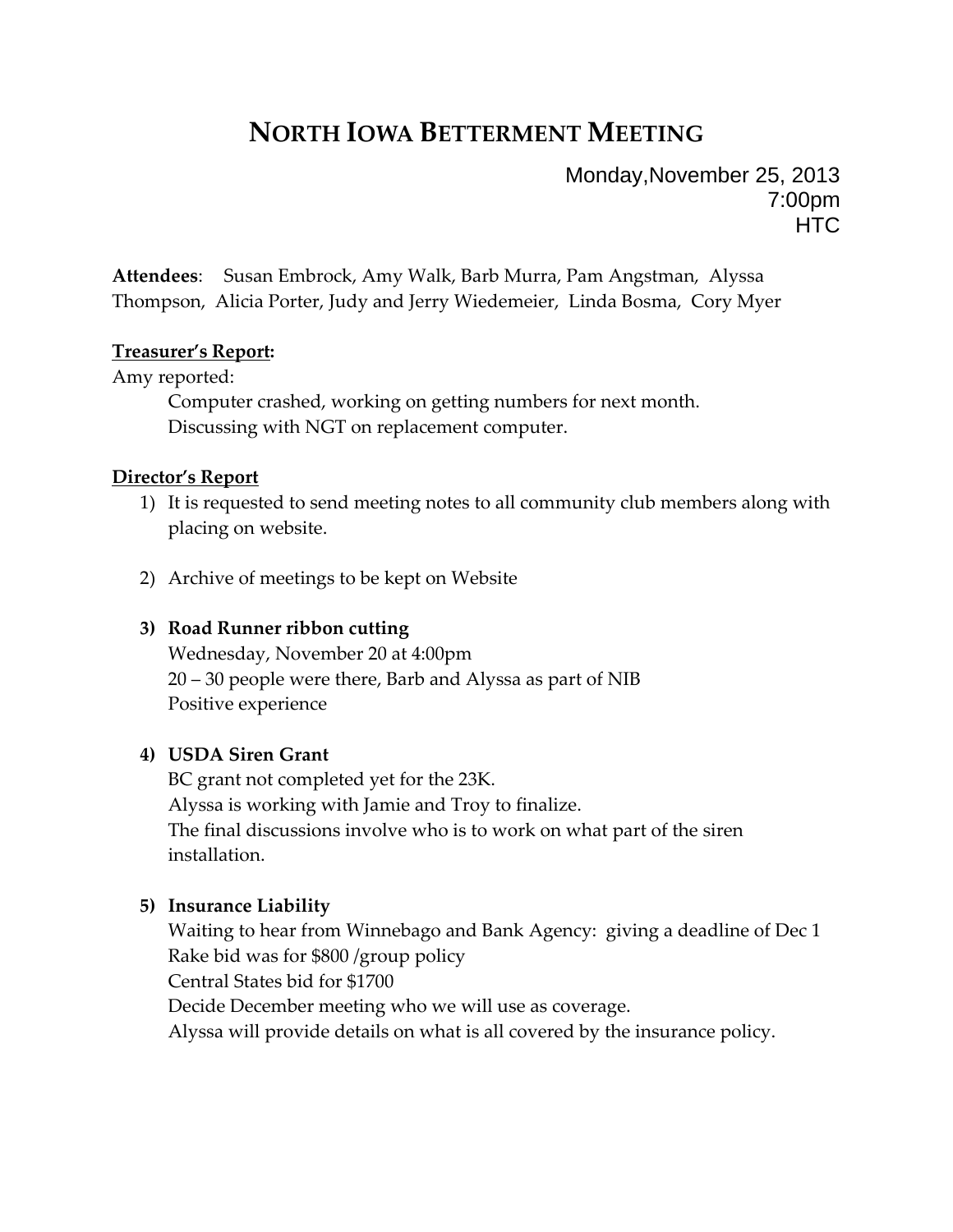# NORTH IOWA BETTERMENT MEETING

Monday,November 25, 2013
7:00pm
HTC

**Attendees**: Susan Embrock, Amy Walk, Barb Murra, Pam Angstman, Alyssa Thompson, Alicia Porter, Judy and Jerry Wiedemeier, Linda Bosma, Cory Myer

**Treasurer's Report:**

Amy reported:

Computer crashed, working on getting numbers for next month.
Discussing with NGT on replacement computer.

**Director's Report**

1) It is requested to send meeting notes to all community club members along with placing on website.

2) Archive of meetings to be kept on Website

3) **Road Runner ribbon cutting**
   Wednesday, November 20 at 4:00pm
   20 – 30 people were there, Barb and Alyssa as part of NIB
   Positive experience

4) **USDA Siren Grant**
   BC grant not completed yet for the 23K.
   Alyssa is working with Jamie and Troy to finalize.
   The final discussions involve who is to work on what part of the siren installation.

5) **Insurance Liability**
   Waiting to hear from Winnebago and Bank Agency: giving a deadline of Dec 1
   Rake bid was for $800 /group policy
   Central States bid for $1700
   Decide December meeting who we will use as coverage.
   Alyssa will provide details on what is all covered by the insurance policy.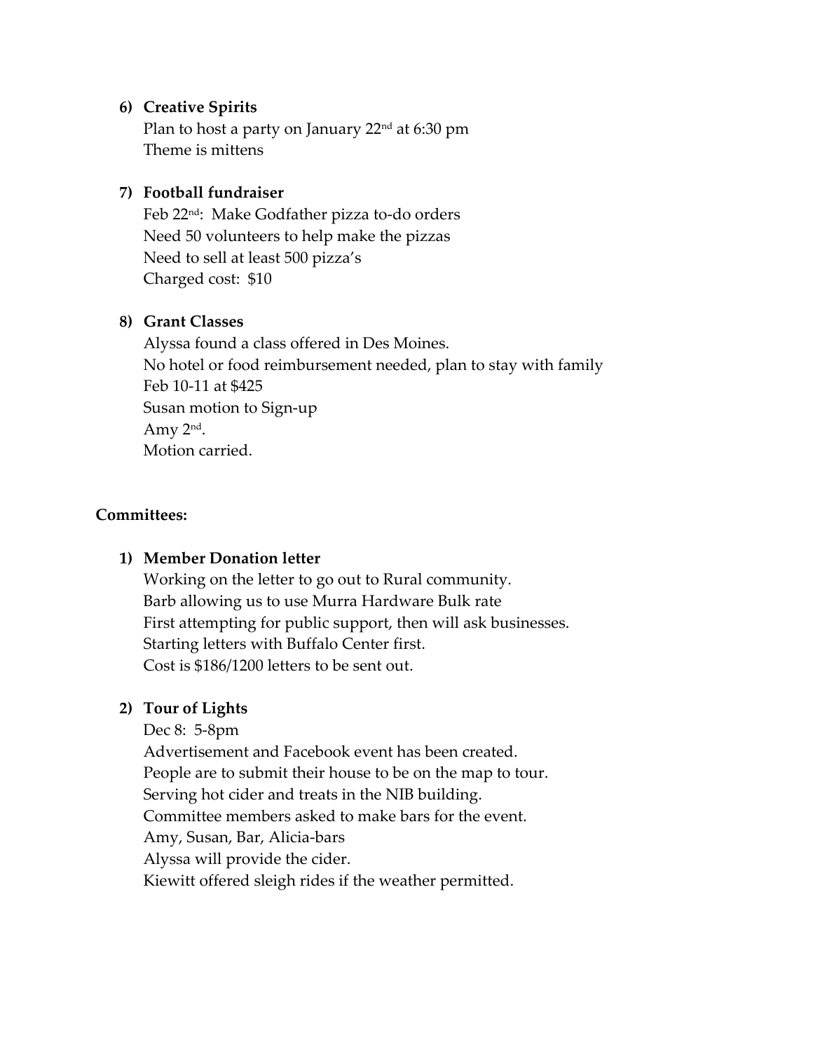6) **Creative Spirits**

   Plan to host a party on January 22nd at 6:30 pm
   Theme is mittens

7) **Football fundraiser**

   Feb 22nd: Make Godfather pizza to-do orders
   Need 50 volunteers to help make the pizzas
   Need to sell at least 500 pizza's
   Charged cost: $10

8) **Grant Classes**

   Alyssa found a class offered in Des Moines.
   No hotel or food reimbursement needed, plan to stay with family
   Feb 10-11 at $425
   Susan motion to Sign-up
   Amy 2nd.
   Motion carried.

**Committees:**

1) **Member Donation letter**

   Working on the letter to go out to Rural community.
   Barb allowing us to use Murra Hardware Bulk rate
   First attempting for public support, then will ask businesses.
   Starting letters with Buffalo Center first.
   Cost is $186/1200 letters to be sent out.

2) **Tour of Lights**

   Dec 8: 5-8pm
   Advertisement and Facebook event has been created.
   People are to submit their house to be on the map to tour.
   Serving hot cider and treats in the NIB building.
   Committee members asked to make bars for the event.
   Amy, Susan, Bar, Alicia-bars
   Alyssa will provide the cider.
   Kiewitt offered sleigh rides if the weather permitted.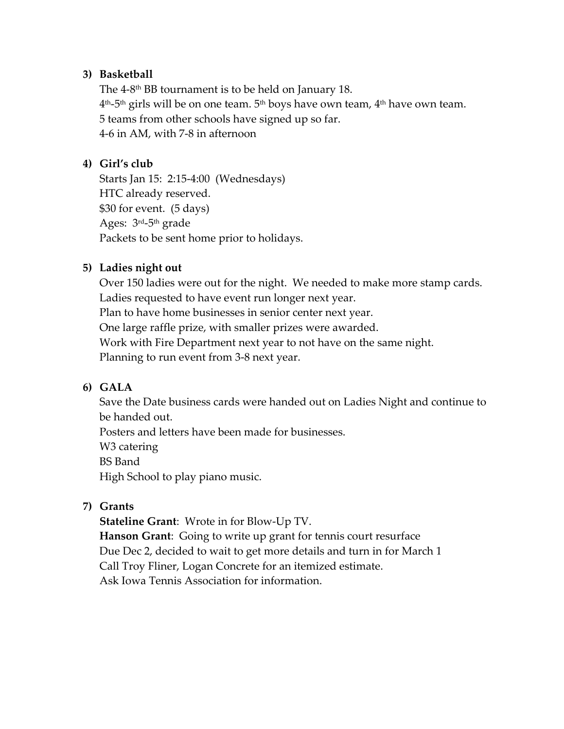3) **Basketball**

The 4-8th BB tournament is to be held on January 18.
4th-5th girls will be on one team. 5th boys have own team, 4th have own team.
5 teams from other schools have signed up so far.
4-6 in AM, with 7-8 in afternoon

4) **Girl's club**

Starts Jan 15: 2:15-4:00 (Wednesdays)
HTC already reserved.
$30 for event. (5 days)
Ages: 3rd-5th grade
Packets to be sent home prior to holidays.

5) **Ladies night out**

Over 150 ladies were out for the night. We needed to make more stamp cards.
Ladies requested to have event run longer next year.
Plan to have home businesses in senior center next year.
One large raffle prize, with smaller prizes were awarded.
Work with Fire Department next year to not have on the same night.
Planning to run event from 3-8 next year.

6) **GALA**

Save the Date business cards were handed out on Ladies Night and continue to be handed out.
Posters and letters have been made for businesses.
W3 catering
BS Band
High School to play piano music.

7) **Grants**

**Stateline Grant**: Wrote in for Blow-Up TV.
**Hanson Grant**: Going to write up grant for tennis court resurface
Due Dec 2, decided to wait to get more details and turn in for March 1
Call Troy Fliner, Logan Concrete for an itemized estimate.
Ask Iowa Tennis Association for information.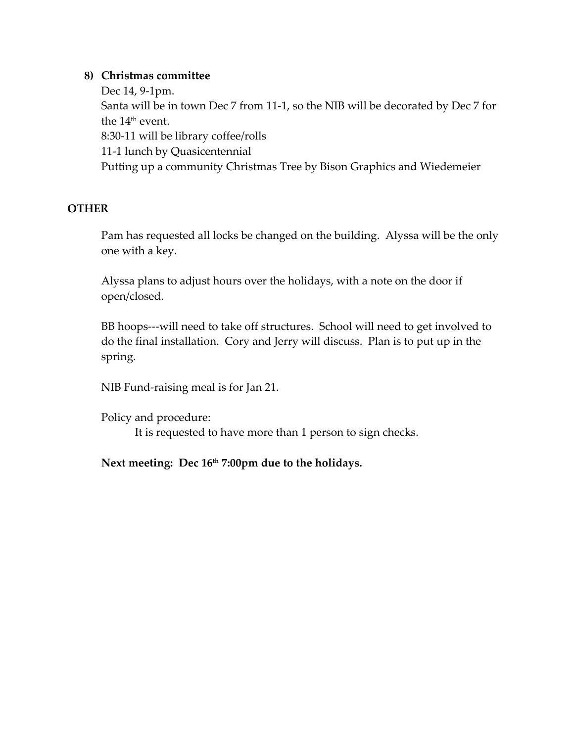8) **Christmas committee**

Dec 14, 9-1pm.
Santa will be in town Dec 7 from 11-1, so the NIB will be decorated by Dec 7 for the 14th event.
8:30-11 will be library coffee/rolls
11-1 lunch by Quasicentennial
Putting up a community Christmas Tree by Bison Graphics and Wiedemeier

**OTHER**

Pam has requested all locks be changed on the building. Alyssa will be the only one with a key.

Alyssa plans to adjust hours over the holidays, with a note on the door if open/closed.

BB hoops---will need to take off structures. School will need to get involved to do the final installation. Cory and Jerry will discuss. Plan is to put up in the spring.

NIB Fund-raising meal is for Jan 21.

Policy and procedure:

It is requested to have more than 1 person to sign checks.

**Next meeting: Dec 16th 7:00pm due to the holidays.**